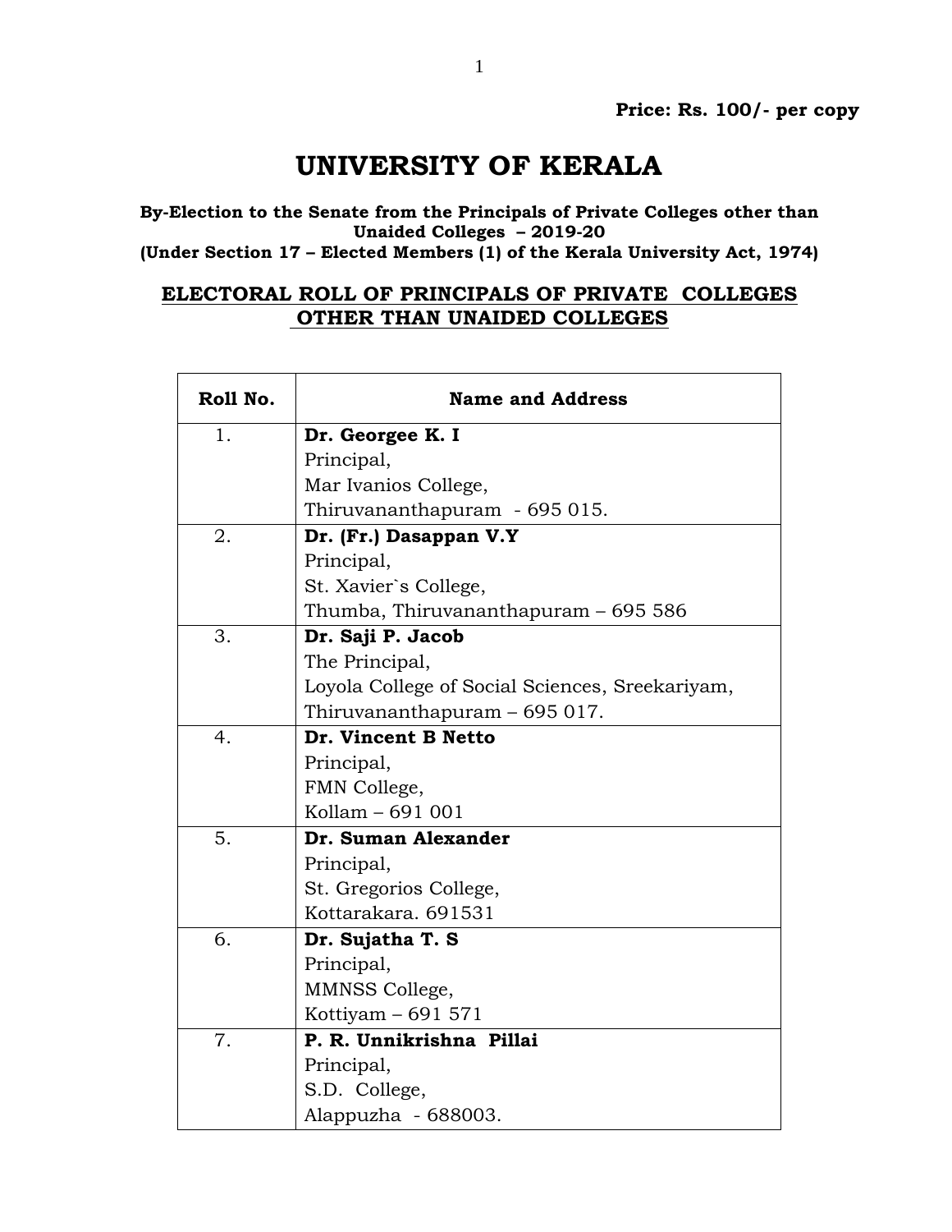**Price: Rs. 100/- per copy**

# UNIVERSITY OF KERALA

**By-Election to the Senate from the Principals of Private Colleges other than Unaided Colleges – 2019-20**
**(Under Section 17 – Elected Members (1) of the Kerala University Act, 1974)**

## ELECTORAL ROLL OF PRINCIPALS OF PRIVATE COLLEGES OTHER THAN UNAIDED COLLEGES

| Roll No. | Name and Address |
|---|---|
| 1. | **Dr. Georgee K. I**<br>Principal,<br>Mar Ivanios College,<br>Thiruvananthapuram - 695 015. |
| 2. | **Dr. (Fr.) Dasappan V.Y**<br>Principal,<br>St. Xavier`s College,<br>Thumba, Thiruvananthapuram – 695 586 |
| 3. | **Dr. Saji P. Jacob**<br>The Principal,<br>Loyola College of Social Sciences, Sreekariyam,<br>Thiruvananthapuram – 695 017. |
| 4. | **Dr. Vincent B Netto**<br>Principal,<br>FMN College,<br>Kollam – 691 001 |
| 5. | **Dr. Suman Alexander**<br>Principal,<br>St. Gregorios College,<br>Kottarakara. 691531 |
| 6. | **Dr. Sujatha T. S**<br>Principal,<br>MMNSS College,<br>Kottiyam – 691 571 |
| 7. | **P. R. Unnikrishna Pillai**<br>Principal,<br>S.D. College,<br>Alappuzha - 688003. |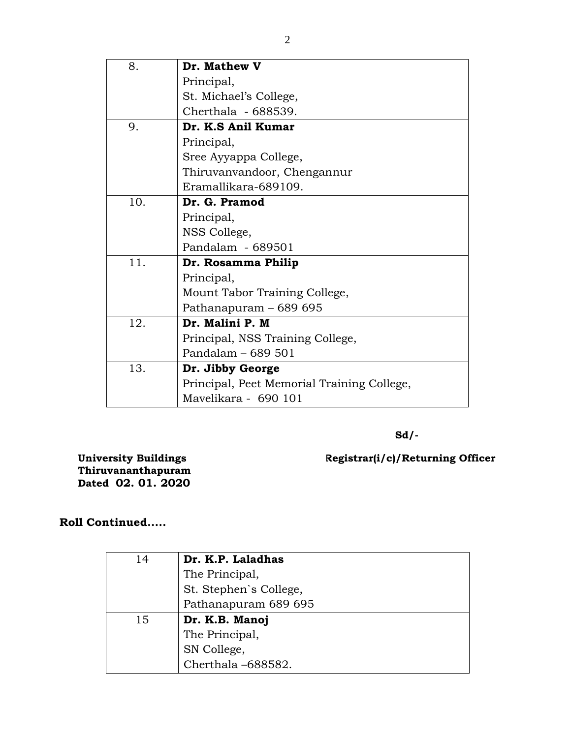| | |
|---|---|
| 8. | **Dr. Mathew V**<br>Principal,<br>St. Michael's College,<br>Cherthala - 688539. |
| 9. | **Dr. K.S Anil Kumar**<br>Principal,<br>Sree Ayyappa College,<br>Thiruvanvandoor, Chengannur<br>Eramallikara-689109. |
| 10. | **Dr. G. Pramod**<br>Principal,<br>NSS College,<br>Pandalam - 689501 |
| 11. | **Dr. Rosamma Philip**<br>Principal,<br>Mount Tabor Training College,<br>Pathanapuram – 689 695 |
| 12. | **Dr. Malini P. M**<br>Principal, NSS Training College,<br>Pandalam – 689 501 |
| 13. | **Dr. Jibby George**<br>Principal, Peet Memorial Training College,<br>Mavelikara - 690 101 |

**Sd/-**

**Registrar(i/c)/Returning Officer**

**University Buildings**
**Thiruvananthapuram**
**Dated 02. 01. 2020**

**Roll Continued.....**

| | |
|---|---|
| 14 | **Dr. K.P. Laladhas**<br>The Principal,<br>St. Stephen`s College,<br>Pathanapuram 689 695 |
| 15 | **Dr. K.B. Manoj**<br>The Principal,<br>SN College,<br>Cherthala –688582. |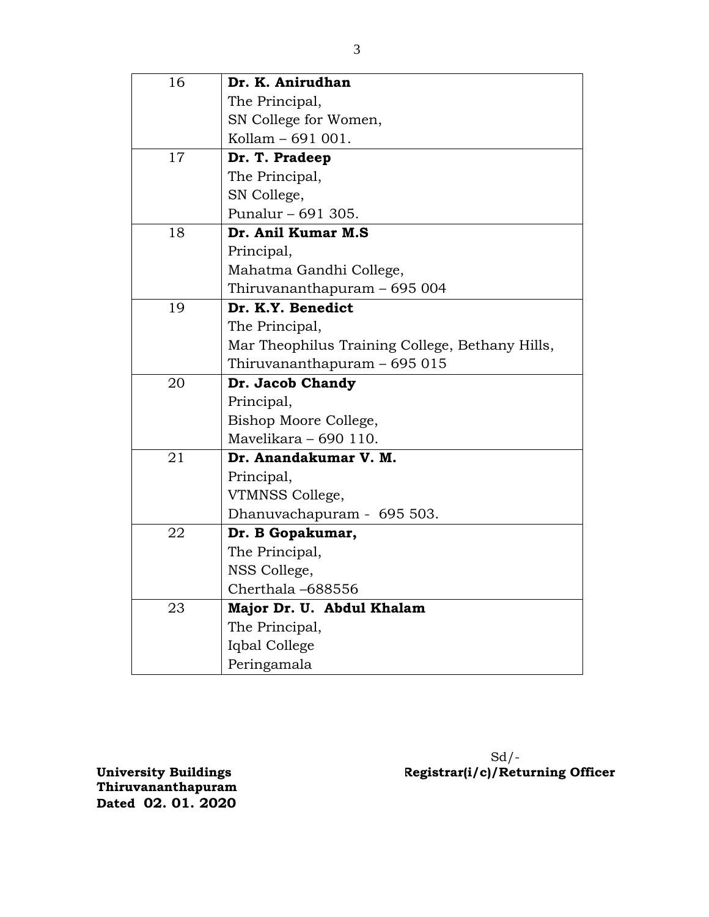| | |
|---|---|
| 16 | **Dr. K. Anirudhan**<br>The Principal,<br>SN College for Women,<br>Kollam – 691 001. |
| 17 | **Dr. T. Pradeep**<br>The Principal,<br>SN College,<br>Punalur – 691 305. |
| 18 | **Dr. Anil Kumar M.S**<br>Principal,<br>Mahatma Gandhi College,<br>Thiruvananthapuram – 695 004 |
| 19 | **Dr. K.Y. Benedict**<br>The Principal,<br>Mar Theophilus Training College, Bethany Hills,<br>Thiruvananthapuram – 695 015 |
| 20 | **Dr. Jacob Chandy**<br>Principal,<br>Bishop Moore College,<br>Mavelikara – 690 110. |
| 21 | **Dr. Anandakumar V. M.**<br>Principal,<br>VTMNSS College,<br>Dhanuvachapuram - 695 503. |
| 22 | **Dr. B Gopakumar,**<br>The Principal,<br>NSS College,<br>Cherthala –688556 |
| 23 | **Major Dr. U. Abdul Khalam**<br>The Principal,<br>Iqbal College<br>Peringamala |

Sd/-
**Registrar(i/c)/Returning Officer**

**University Buildings**
**Thiruvananthapuram**
**Dated 02. 01. 2020**